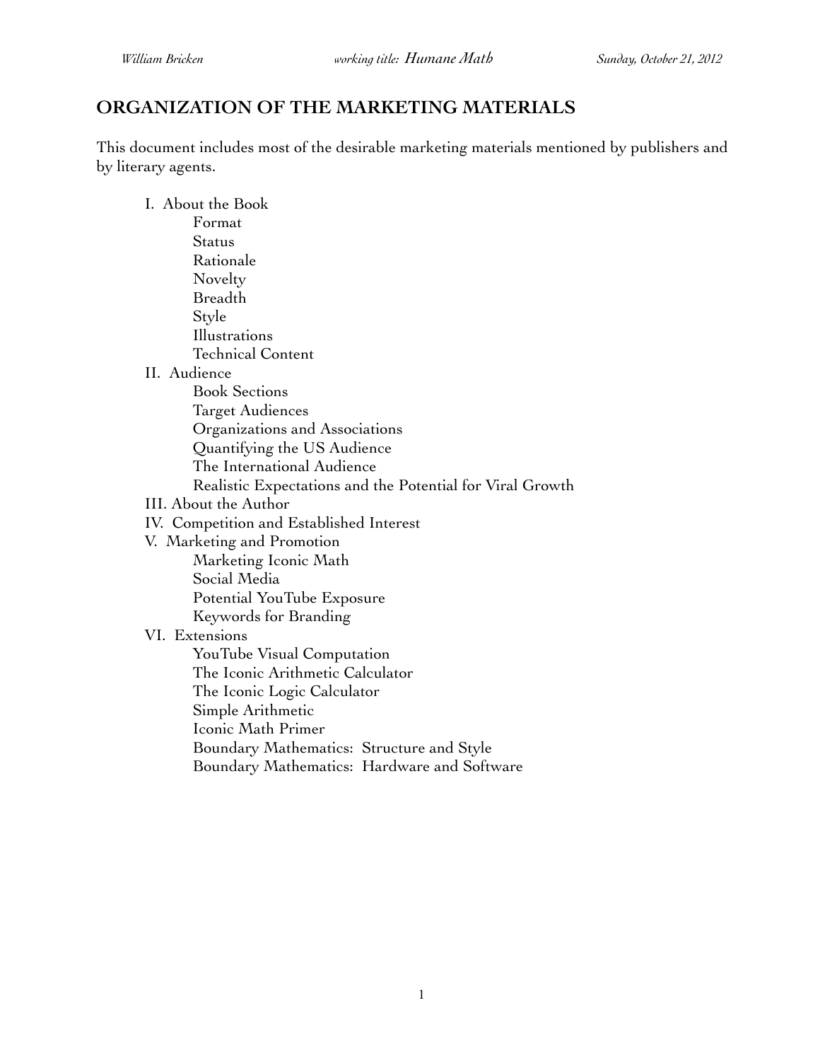# ORGANIZATION OF THE MARKETING MATERIALS

This document includes most of the desirable marketing materials mentioned by publishers and by literary agents.

- I. About the Book
  - Format
  - Status
  - Rationale
  - Novelty
  - Breadth
  - Style
  - Illustrations
  - Technical Content
- II. Audience
  - Book Sections
  - Target Audiences
  - Organizations and Associations
  - Quantifying the US Audience
  - The International Audience
  - Realistic Expectations and the Potential for Viral Growth
- III. About the Author
- IV. Competition and Established Interest
- V. Marketing and Promotion
  - Marketing Iconic Math
  - Social Media
  - Potential YouTube Exposure
  - Keywords for Branding
- VI. Extensions
  - YouTube Visual Computation
  - The Iconic Arithmetic Calculator
  - The Iconic Logic Calculator
  - Simple Arithmetic
  - Iconic Math Primer
  - Boundary Mathematics: Structure and Style
  - Boundary Mathematics: Hardware and Software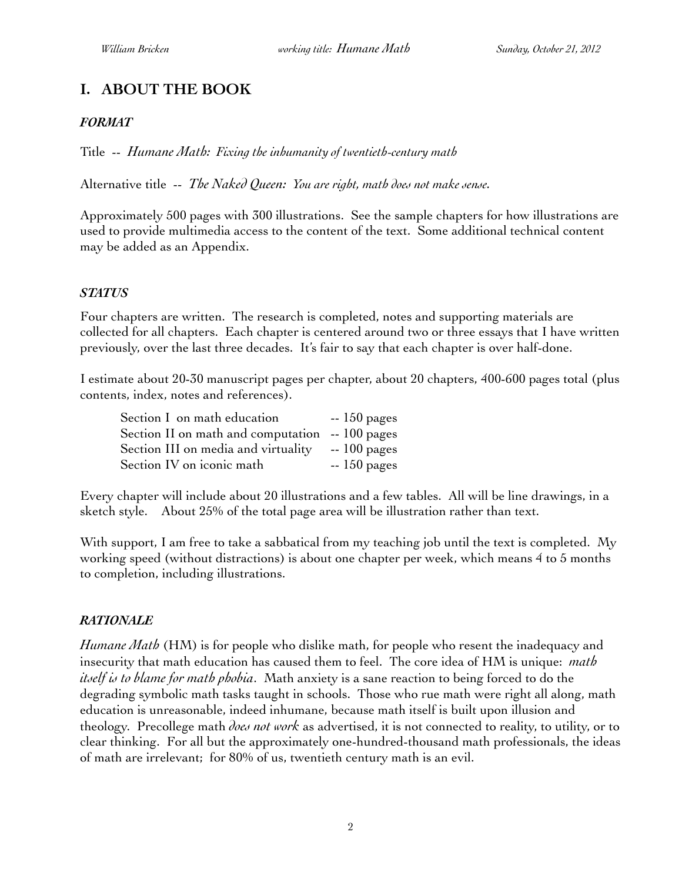# I. ABOUT THE BOOK

### *FORMAT*

Title -- *Humane Math: Fixing the inhumanity of twentieth-century math*

Alternative title -- *The Naked Queen: You are right, math does not make sense.*

Approximately 500 pages with 300 illustrations. See the sample chapters for how illustrations are used to provide multimedia access to the content of the text. Some additional technical content may be added as an Appendix.

### *STATUS*

Four chapters are written. The research is completed, notes and supporting materials are collected for all chapters. Each chapter is centered around two or three essays that I have written previously, over the last three decades. It's fair to say that each chapter is over half-done.

I estimate about 20-30 manuscript pages per chapter, about 20 chapters, 400-600 pages total (plus contents, index, notes and references).

| | |
|---|---|
| Section I on math education | -- 150 pages |
| Section II on math and computation | -- 100 pages |
| Section III on media and virtuality | -- 100 pages |
| Section IV on iconic math | -- 150 pages |

Every chapter will include about 20 illustrations and a few tables. All will be line drawings, in a sketch style. About 25% of the total page area will be illustration rather than text.

With support, I am free to take a sabbatical from my teaching job until the text is completed. My working speed (without distractions) is about one chapter per week, which means 4 to 5 months to completion, including illustrations.

### *RATIONALE*

*Humane Math* (HM) is for people who dislike math, for people who resent the inadequacy and insecurity that math education has caused them to feel. The core idea of HM is unique: *math itself is to blame for math phobia*. Math anxiety is a sane reaction to being forced to do the degrading symbolic math tasks taught in schools. Those who rue math were right all along, math education is unreasonable, indeed inhumane, because math itself is built upon illusion and theology. Precollege math *does not work* as advertised, it is not connected to reality, to utility, or to clear thinking. For all but the approximately one-hundred-thousand math professionals, the ideas of math are irrelevant; for 80% of us, twentieth century math is an evil.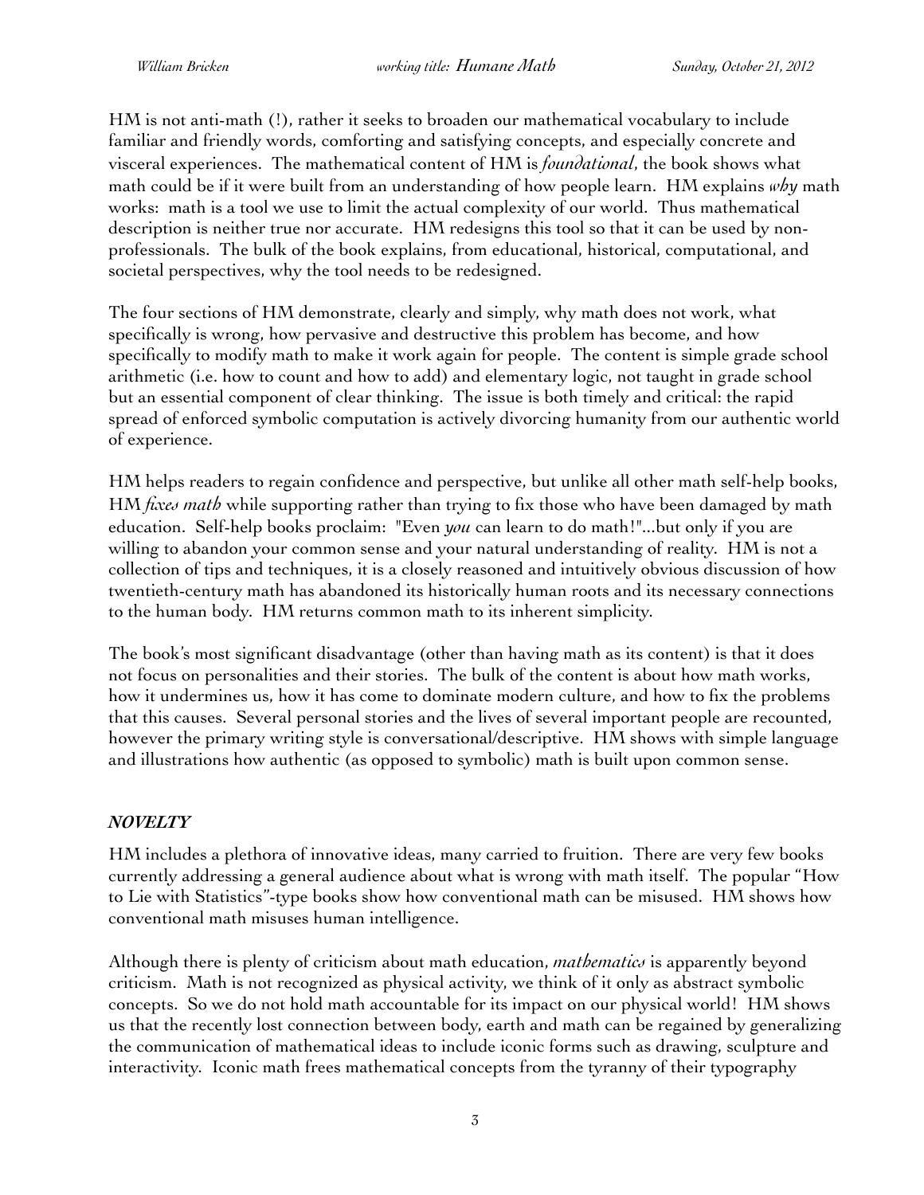HM is not anti-math (!), rather it seeks to broaden our mathematical vocabulary to include familiar and friendly words, comforting and satisfying concepts, and especially concrete and visceral experiences. The mathematical content of HM is *foundational*, the book shows what math could be if it were built from an understanding of how people learn. HM explains *why* math works: math is a tool we use to limit the actual complexity of our world. Thus mathematical description is neither true nor accurate. HM redesigns this tool so that it can be used by non-professionals. The bulk of the book explains, from educational, historical, computational, and societal perspectives, why the tool needs to be redesigned.

The four sections of HM demonstrate, clearly and simply, why math does not work, what specifically is wrong, how pervasive and destructive this problem has become, and how specifically to modify math to make it work again for people. The content is simple grade school arithmetic (i.e. how to count and how to add) and elementary logic, not taught in grade school but an essential component of clear thinking. The issue is both timely and critical: the rapid spread of enforced symbolic computation is actively divorcing humanity from our authentic world of experience.

HM helps readers to regain confidence and perspective, but unlike all other math self-help books, HM *fixes math* while supporting rather than trying to fix those who have been damaged by math education. Self-help books proclaim: "Even *you* can learn to do math!"...but only if you are willing to abandon your common sense and your natural understanding of reality. HM is not a collection of tips and techniques, it is a closely reasoned and intuitively obvious discussion of how twentieth-century math has abandoned its historically human roots and its necessary connections to the human body. HM returns common math to its inherent simplicity.

The book's most significant disadvantage (other than having math as its content) is that it does not focus on personalities and their stories. The bulk of the content is about how math works, how it undermines us, how it has come to dominate modern culture, and how to fix the problems that this causes. Several personal stories and the lives of several important people are recounted, however the primary writing style is conversational/descriptive. HM shows with simple language and illustrations how authentic (as opposed to symbolic) math is built upon common sense.

### *NOVELTY*

HM includes a plethora of innovative ideas, many carried to fruition. There are very few books currently addressing a general audience about what is wrong with math itself. The popular "How to Lie with Statistics"-type books show how conventional math can be misused. HM shows how conventional math misuses human intelligence.

Although there is plenty of criticism about math education, *mathematics* is apparently beyond criticism. Math is not recognized as physical activity, we think of it only as abstract symbolic concepts. So we do not hold math accountable for its impact on our physical world! HM shows us that the recently lost connection between body, earth and math can be regained by generalizing the communication of mathematical ideas to include iconic forms such as drawing, sculpture and interactivity. Iconic math frees mathematical concepts from the tyranny of their typography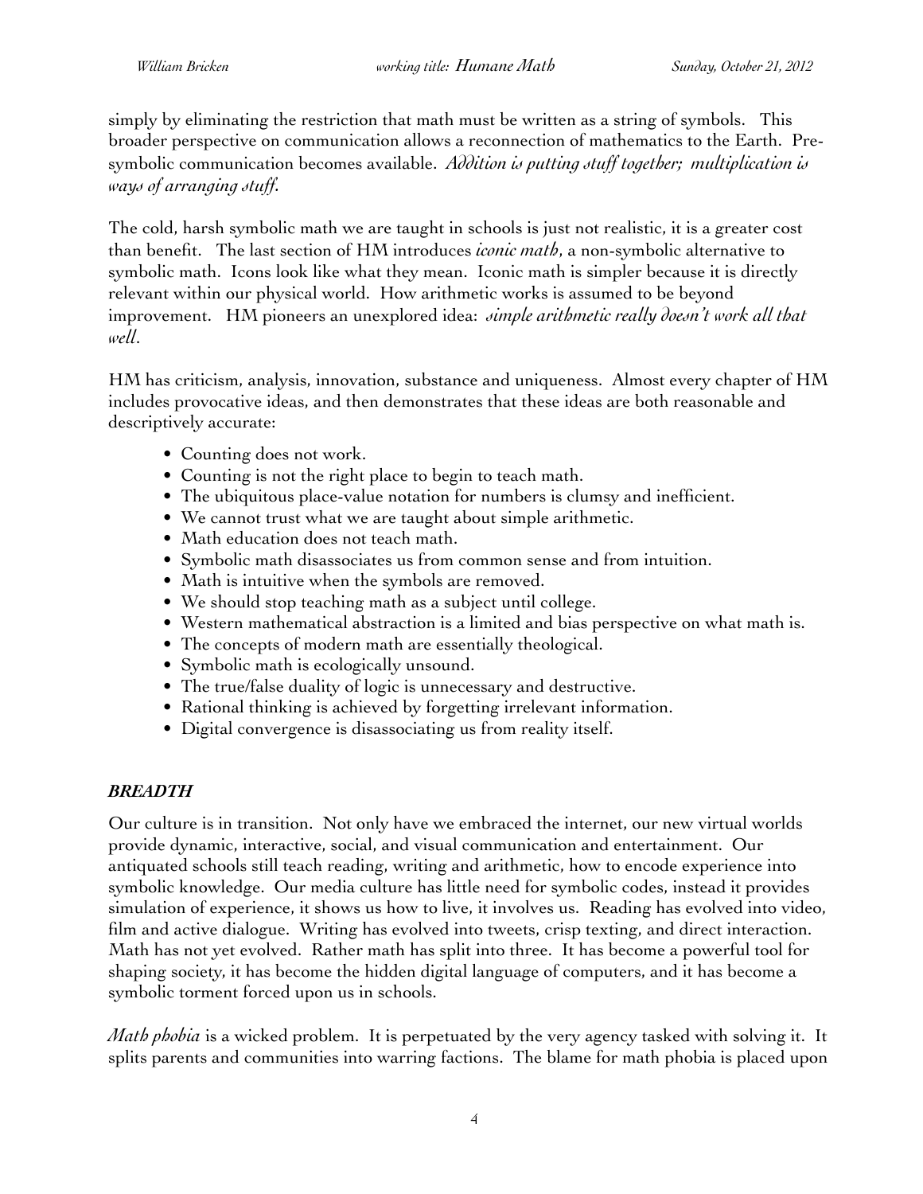simply by eliminating the restriction that math must be written as a string of symbols. This broader perspective on communication allows a reconnection of mathematics to the Earth. Pre-symbolic communication becomes available. *Addition is putting stuff together; multiplication is ways of arranging stuff.*

The cold, harsh symbolic math we are taught in schools is just not realistic, it is a greater cost than benefit. The last section of HM introduces *iconic math*, a non-symbolic alternative to symbolic math. Icons look like what they mean. Iconic math is simpler because it is directly relevant within our physical world. How arithmetic works is assumed to be beyond improvement. HM pioneers an unexplored idea: *simple arithmetic really doesn't work all that well*.

HM has criticism, analysis, innovation, substance and uniqueness. Almost every chapter of HM includes provocative ideas, and then demonstrates that these ideas are both reasonable and descriptively accurate:

- Counting does not work.
- Counting is not the right place to begin to teach math.
- The ubiquitous place-value notation for numbers is clumsy and inefficient.
- We cannot trust what we are taught about simple arithmetic.
- Math education does not teach math.
- Symbolic math disassociates us from common sense and from intuition.
- Math is intuitive when the symbols are removed.
- We should stop teaching math as a subject until college.
- Western mathematical abstraction is a limited and bias perspective on what math is.
- The concepts of modern math are essentially theological.
- Symbolic math is ecologically unsound.
- The true/false duality of logic is unnecessary and destructive.
- Rational thinking is achieved by forgetting irrelevant information.
- Digital convergence is disassociating us from reality itself.

### *BREADTH*

Our culture is in transition. Not only have we embraced the internet, our new virtual worlds provide dynamic, interactive, social, and visual communication and entertainment. Our antiquated schools still teach reading, writing and arithmetic, how to encode experience into symbolic knowledge. Our media culture has little need for symbolic codes, instead it provides simulation of experience, it shows us how to live, it involves us. Reading has evolved into video, film and active dialogue. Writing has evolved into tweets, crisp texting, and direct interaction. Math has not yet evolved. Rather math has split into three. It has become a powerful tool for shaping society, it has become the hidden digital language of computers, and it has become a symbolic torment forced upon us in schools.

*Math phobia* is a wicked problem. It is perpetuated by the very agency tasked with solving it. It splits parents and communities into warring factions. The blame for math phobia is placed upon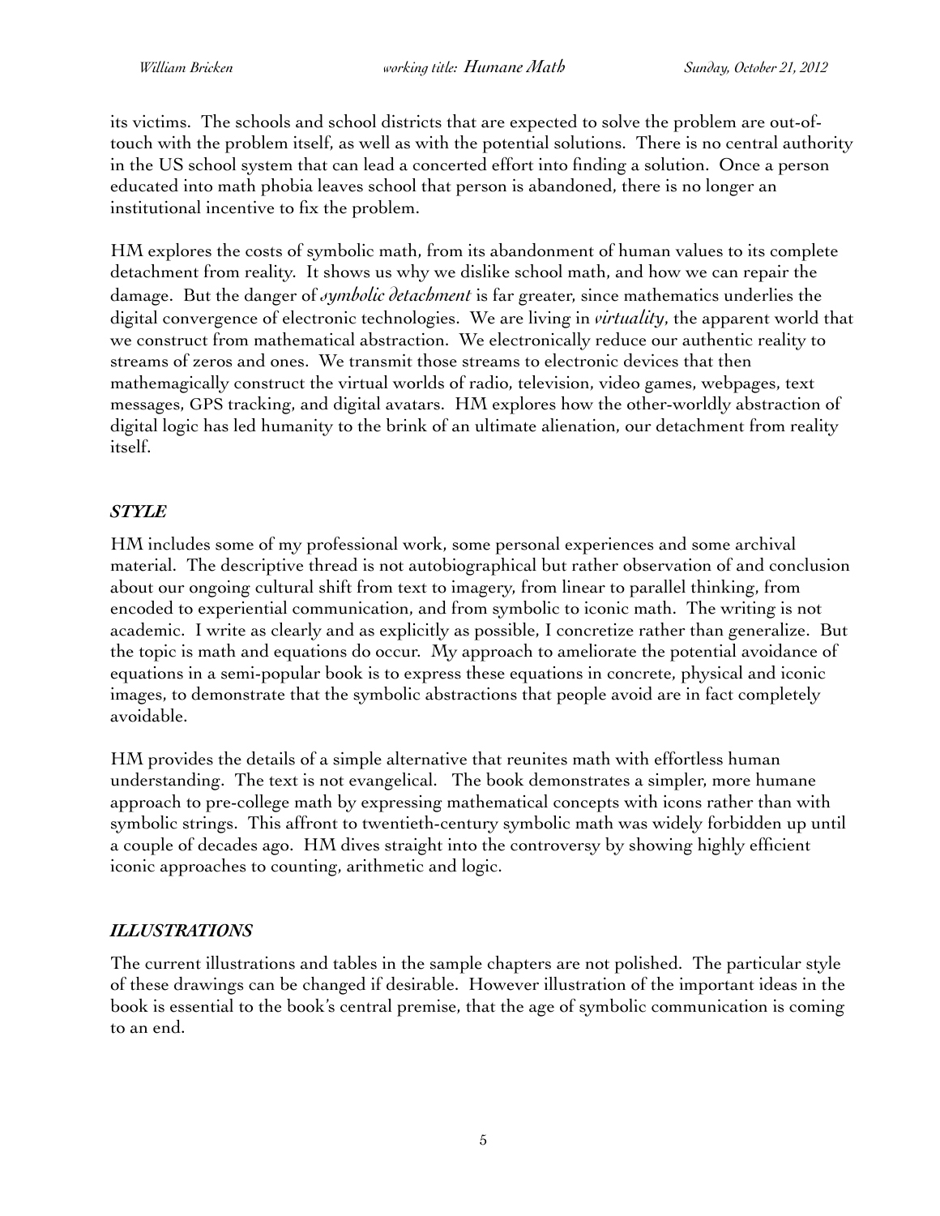its victims. The schools and school districts that are expected to solve the problem are out-of-touch with the problem itself, as well as with the potential solutions. There is no central authority in the US school system that can lead a concerted effort into finding a solution. Once a person educated into math phobia leaves school that person is abandoned, there is no longer an institutional incentive to fix the problem.

HM explores the costs of symbolic math, from its abandonment of human values to its complete detachment from reality. It shows us why we dislike school math, and how we can repair the damage. But the danger of *symbolic detachment* is far greater, since mathematics underlies the digital convergence of electronic technologies. We are living in *virtuality*, the apparent world that we construct from mathematical abstraction. We electronically reduce our authentic reality to streams of zeros and ones. We transmit those streams to electronic devices that then mathemagically construct the virtual worlds of radio, television, video games, webpages, text messages, GPS tracking, and digital avatars. HM explores how the other-worldly abstraction of digital logic has led humanity to the brink of an ultimate alienation, our detachment from reality itself.

### *STYLE*

HM includes some of my professional work, some personal experiences and some archival material. The descriptive thread is not autobiographical but rather observation of and conclusion about our ongoing cultural shift from text to imagery, from linear to parallel thinking, from encoded to experiential communication, and from symbolic to iconic math. The writing is not academic. I write as clearly and as explicitly as possible, I concretize rather than generalize. But the topic is math and equations do occur. My approach to ameliorate the potential avoidance of equations in a semi-popular book is to express these equations in concrete, physical and iconic images, to demonstrate that the symbolic abstractions that people avoid are in fact completely avoidable.

HM provides the details of a simple alternative that reunites math with effortless human understanding. The text is not evangelical. The book demonstrates a simpler, more humane approach to pre-college math by expressing mathematical concepts with icons rather than with symbolic strings. This affront to twentieth-century symbolic math was widely forbidden up until a couple of decades ago. HM dives straight into the controversy by showing highly efficient iconic approaches to counting, arithmetic and logic.

### *ILLUSTRATIONS*

The current illustrations and tables in the sample chapters are not polished. The particular style of these drawings can be changed if desirable. However illustration of the important ideas in the book is essential to the book's central premise, that the age of symbolic communication is coming to an end.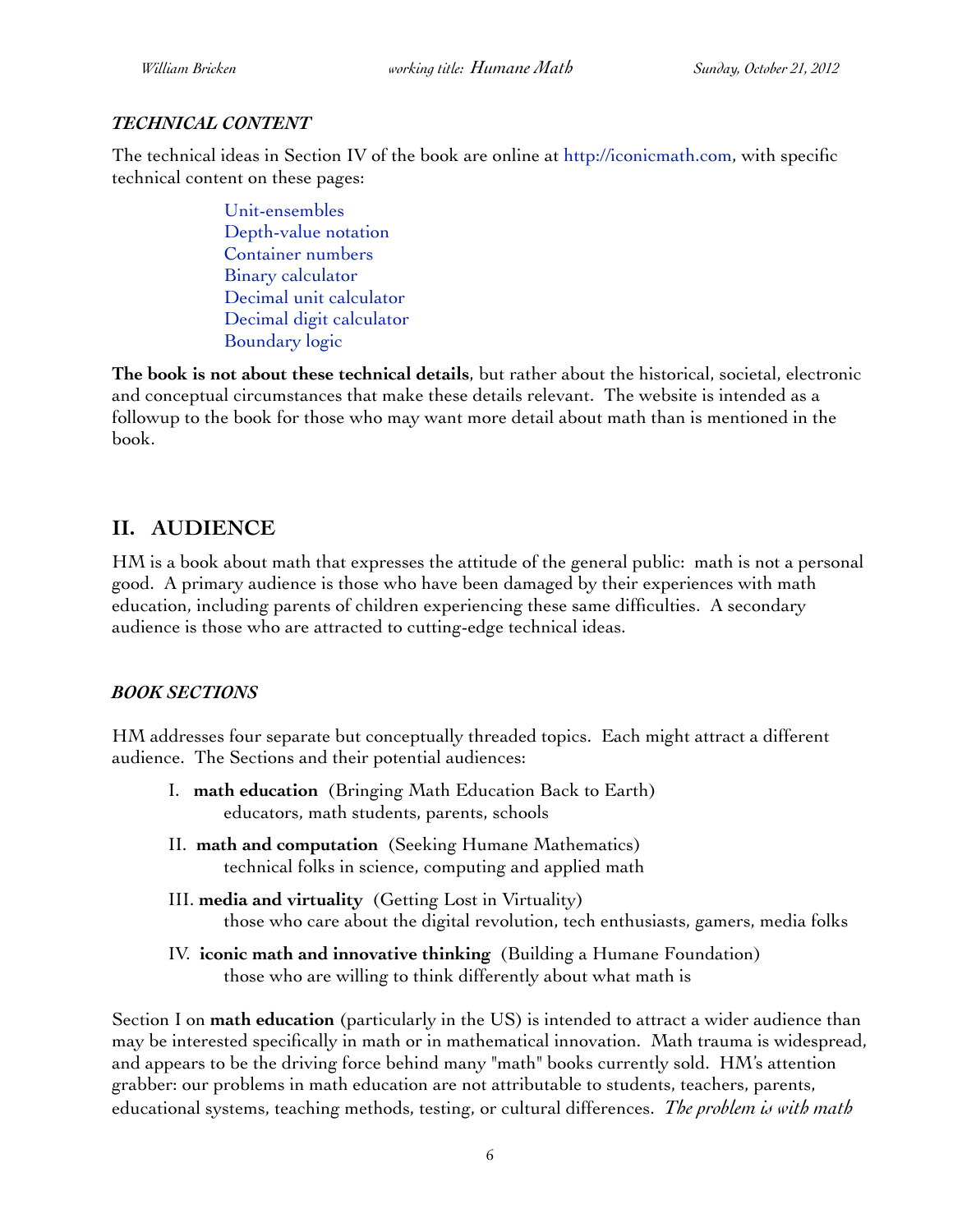### *TECHNICAL CONTENT*

The technical ideas in Section IV of the book are online at http://iconicmath.com, with specific technical content on these pages:

- Unit-ensembles
- Depth-value notation
- Container numbers
- Binary calculator
- Decimal unit calculator
- Decimal digit calculator
- Boundary logic

**The book is not about these technical details**, but rather about the historical, societal, electronic and conceptual circumstances that make these details relevant. The website is intended as a followup to the book for those who may want more detail about math than is mentioned in the book.

## II. AUDIENCE

HM is a book about math that expresses the attitude of the general public: math is not a personal good. A primary audience is those who have been damaged by their experiences with math education, including parents of children experiencing these same difficulties. A secondary audience is those who are attracted to cutting-edge technical ideas.

### *BOOK SECTIONS*

HM addresses four separate but conceptually threaded topics. Each might attract a different audience. The Sections and their potential audiences:

I. **math education** (Bringing Math Education Back to Earth)
   educators, math students, parents, schools

II. **math and computation** (Seeking Humane Mathematics)
   technical folks in science, computing and applied math

III. **media and virtuality** (Getting Lost in Virtuality)
   those who care about the digital revolution, tech enthusiasts, gamers, media folks

IV. **iconic math and innovative thinking** (Building a Humane Foundation)
   those who are willing to think differently about what math is

Section I on **math education** (particularly in the US) is intended to attract a wider audience than may be interested specifically in math or in mathematical innovation. Math trauma is widespread, and appears to be the driving force behind many "math" books currently sold. HM's attention grabber: our problems in math education are not attributable to students, teachers, parents, educational systems, teaching methods, testing, or cultural differences. *The problem is with math*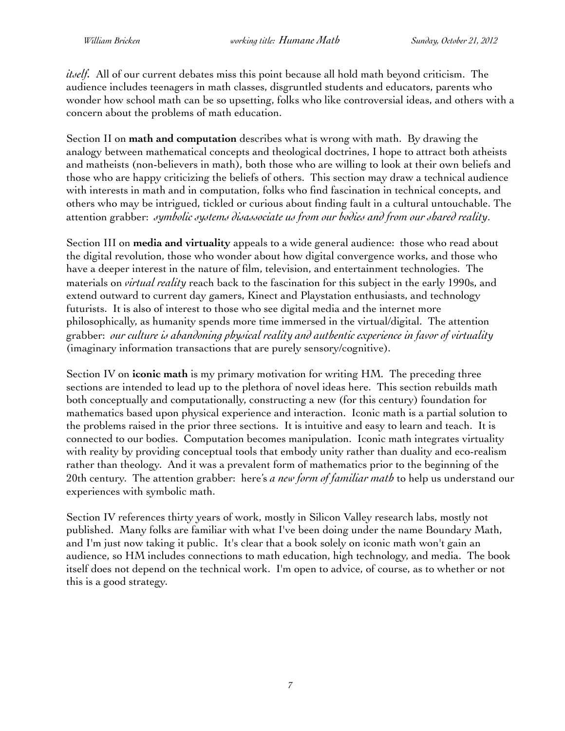*itself*. All of our current debates miss this point because all hold math beyond criticism. The audience includes teenagers in math classes, disgruntled students and educators, parents who wonder how school math can be so upsetting, folks who like controversial ideas, and others with a concern about the problems of math education.

Section II on **math and computation** describes what is wrong with math. By drawing the analogy between mathematical concepts and theological doctrines, I hope to attract both atheists and matheists (non-believers in math), both those who are willing to look at their own beliefs and those who are happy criticizing the beliefs of others. This section may draw a technical audience with interests in math and in computation, folks who find fascination in technical concepts, and others who may be intrigued, tickled or curious about finding fault in a cultural untouchable. The attention grabber: *symbolic systems disassociate us from our bodies and from our shared reality*.

Section III on **media and virtuality** appeals to a wide general audience: those who read about the digital revolution, those who wonder about how digital convergence works, and those who have a deeper interest in the nature of film, television, and entertainment technologies. The materials on *virtual reality* reach back to the fascination for this subject in the early 1990s, and extend outward to current day gamers, Kinect and Playstation enthusiasts, and technology futurists. It is also of interest to those who see digital media and the internet more philosophically, as humanity spends more time immersed in the virtual/digital. The attention grabber: *our culture is abandoning physical reality and authentic experience in favor of virtuality* (imaginary information transactions that are purely sensory/cognitive).

Section IV on **iconic math** is my primary motivation for writing HM. The preceding three sections are intended to lead up to the plethora of novel ideas here. This section rebuilds math both conceptually and computationally, constructing a new (for this century) foundation for mathematics based upon physical experience and interaction. Iconic math is a partial solution to the problems raised in the prior three sections. It is intuitive and easy to learn and teach. It is connected to our bodies. Computation becomes manipulation. Iconic math integrates virtuality with reality by providing conceptual tools that embody unity rather than duality and eco-realism rather than theology. And it was a prevalent form of mathematics prior to the beginning of the 20th century. The attention grabber: here's *a new form of familiar math* to help us understand our experiences with symbolic math.

Section IV references thirty years of work, mostly in Silicon Valley research labs, mostly not published. Many folks are familiar with what I've been doing under the name Boundary Math, and I'm just now taking it public. It's clear that a book solely on iconic math won't gain an audience, so HM includes connections to math education, high technology, and media. The book itself does not depend on the technical work. I'm open to advice, of course, as to whether or not this is a good strategy.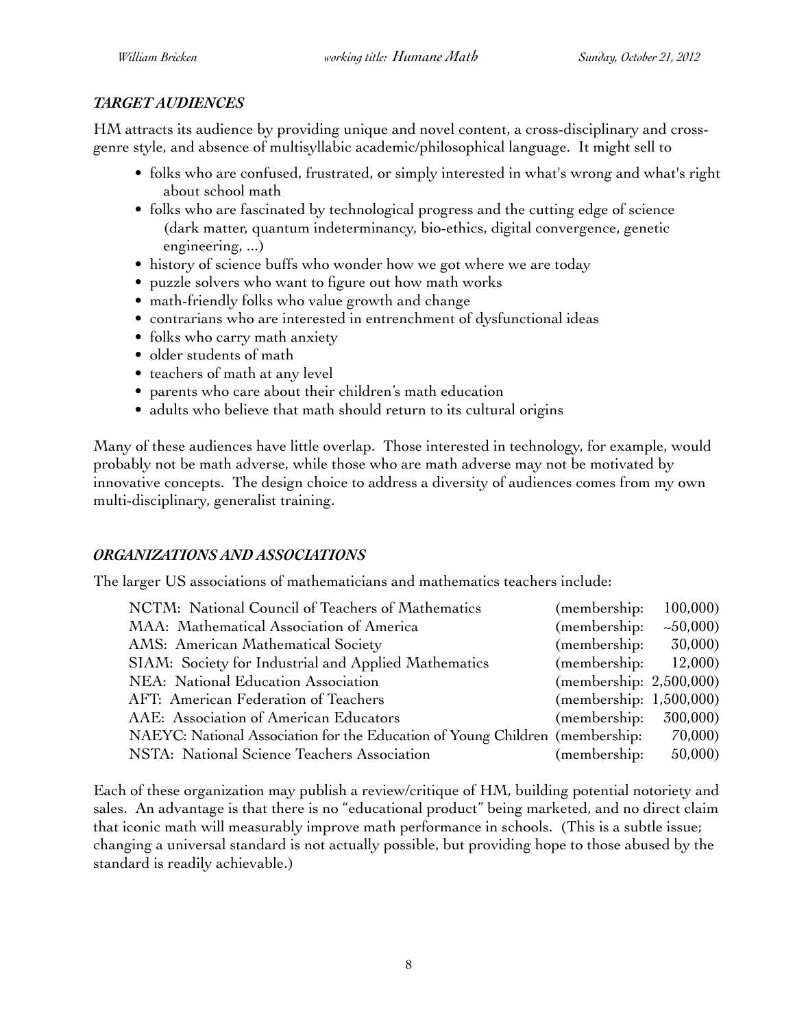### *TARGET AUDIENCES*

HM attracts its audience by providing unique and novel content, a cross-disciplinary and cross-genre style, and absence of multisyllabic academic/philosophical language. It might sell to

- folks who are confused, frustrated, or simply interested in what's wrong and what's right about school math
- folks who are fascinated by technological progress and the cutting edge of science (dark matter, quantum indeterminancy, bio-ethics, digital convergence, genetic engineering, ...)
- history of science buffs who wonder how we got where we are today
- puzzle solvers who want to figure out how math works
- math-friendly folks who value growth and change
- contrarians who are interested in entrenchment of dysfunctional ideas
- folks who carry math anxiety
- older students of math
- teachers of math at any level
- parents who care about their children's math education
- adults who believe that math should return to its cultural origins

Many of these audiences have little overlap. Those interested in technology, for example, would probably not be math adverse, while those who are math adverse may not be motivated by innovative concepts. The design choice to address a diversity of audiences comes from my own multi-disciplinary, generalist training.

### *ORGANIZATIONS AND ASSOCIATIONS*

The larger US associations of mathematicians and mathematics teachers include:

| Organization | Membership |
|---|---|
| NCTM: National Council of Teachers of Mathematics | (membership: 100,000) |
| MAA: Mathematical Association of America | (membership: ~50,000) |
| AMS: American Mathematical Society | (membership: 30,000) |
| SIAM: Society for Industrial and Applied Mathematics | (membership: 12,000) |
| NEA: National Education Association | (membership: 2,500,000) |
| AFT: American Federation of Teachers | (membership: 1,500,000) |
| AAE: Association of American Educators | (membership: 300,000) |
| NAEYC: National Association for the Education of Young Children | (membership: 70,000) |
| NSTA: National Science Teachers Association | (membership: 50,000) |

Each of these organization may publish a review/critique of HM, building potential notoriety and sales. An advantage is that there is no "educational product" being marketed, and no direct claim that iconic math will measurably improve math performance in schools. (This is a subtle issue; changing a universal standard is not actually possible, but providing hope to those abused by the standard is readily achievable.)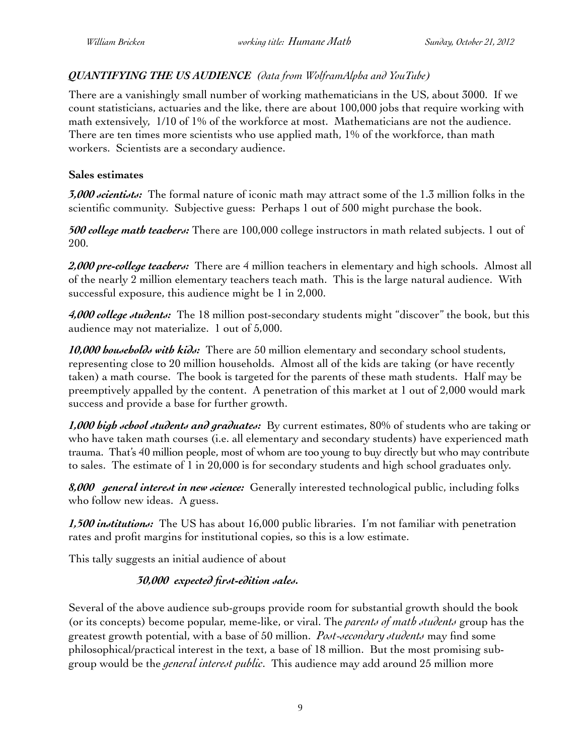## *QUANTIFYING THE US AUDIENCE (data from WolframAlpha and YouTube)*

There are a vanishingly small number of working mathematicians in the US, about 3000. If we count statisticians, actuaries and the like, there are about 100,000 jobs that require working with math extensively, 1/10 of 1% of the workforce at most. Mathematicians are not the audience. There are ten times more scientists who use applied math, 1% of the workforce, than math workers. Scientists are a secondary audience.

**Sales estimates**

***3,000 scientists:*** The formal nature of iconic math may attract some of the 1.3 million folks in the scientific community. Subjective guess: Perhaps 1 out of 500 might purchase the book.

***500 college math teachers:*** There are 100,000 college instructors in math related subjects. 1 out of 200.

***2,000 pre-college teachers:*** There are 4 million teachers in elementary and high schools. Almost all of the nearly 2 million elementary teachers teach math. This is the large natural audience. With successful exposure, this audience might be 1 in 2,000.

***4,000 college students:*** The 18 million post-secondary students might "discover" the book, but this audience may not materialize. 1 out of 5,000.

***10,000 households with kids:*** There are 50 million elementary and secondary school students, representing close to 20 million households. Almost all of the kids are taking (or have recently taken) a math course. The book is targeted for the parents of these math students. Half may be preemptively appalled by the content. A penetration of this market at 1 out of 2,000 would mark success and provide a base for further growth.

***1,000 high school students and graduates:*** By current estimates, 80% of students who are taking or who have taken math courses (i.e. all elementary and secondary students) have experienced math trauma. That's 40 million people, most of whom are too young to buy directly but who may contribute to sales. The estimate of 1 in 20,000 is for secondary students and high school graduates only.

***8,000 general interest in new science:*** Generally interested technological public, including folks who follow new ideas. A guess.

***1,500 institutions:*** The US has about 16,000 public libraries. I'm not familiar with penetration rates and profit margins for institutional copies, so this is a low estimate.

This tally suggests an initial audience of about

***30,000 expected first-edition sales.***

Several of the above audience sub-groups provide room for substantial growth should the book (or its concepts) become popular, meme-like, or viral. The *parents of math students* group has the greatest growth potential, with a base of 50 million. *Post-secondary students* may find some philosophical/practical interest in the text, a base of 18 million. But the most promising sub-group would be the *general interest public*. This audience may add around 25 million more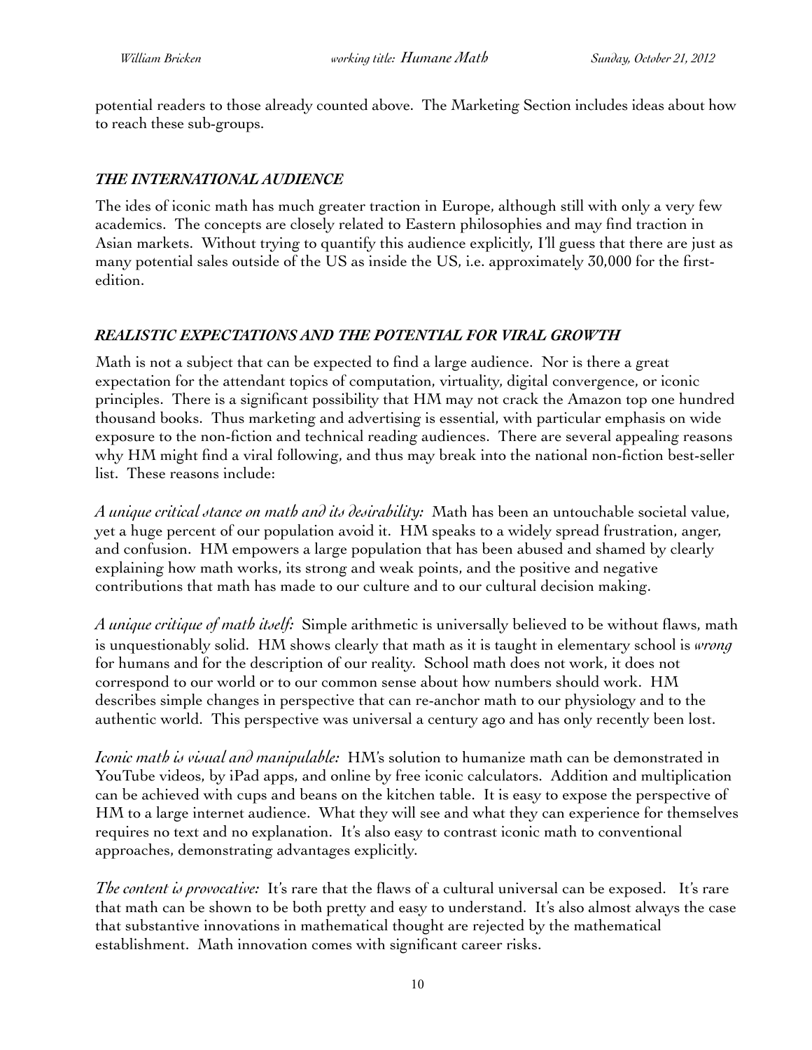potential readers to those already counted above. The Marketing Section includes ideas about how to reach these sub-groups.

### *THE INTERNATIONAL AUDIENCE*

The ides of iconic math has much greater traction in Europe, although still with only a very few academics. The concepts are closely related to Eastern philosophies and may find traction in Asian markets. Without trying to quantify this audience explicitly, I'll guess that there are just as many potential sales outside of the US as inside the US, i.e. approximately 30,000 for the first-edition.

### *REALISTIC EXPECTATIONS AND THE POTENTIAL FOR VIRAL GROWTH*

Math is not a subject that can be expected to find a large audience. Nor is there a great expectation for the attendant topics of computation, virtuality, digital convergence, or iconic principles. There is a significant possibility that HM may not crack the Amazon top one hundred thousand books. Thus marketing and advertising is essential, with particular emphasis on wide exposure to the non-fiction and technical reading audiences. There are several appealing reasons why HM might find a viral following, and thus may break into the national non-fiction best-seller list. These reasons include:

*A unique critical stance on math and its desirability:* Math has been an untouchable societal value, yet a huge percent of our population avoid it. HM speaks to a widely spread frustration, anger, and confusion. HM empowers a large population that has been abused and shamed by clearly explaining how math works, its strong and weak points, and the positive and negative contributions that math has made to our culture and to our cultural decision making.

*A unique critique of math itself:* Simple arithmetic is universally believed to be without flaws, math is unquestionably solid. HM shows clearly that math as it is taught in elementary school is *wrong* for humans and for the description of our reality. School math does not work, it does not correspond to our world or to our common sense about how numbers should work. HM describes simple changes in perspective that can re-anchor math to our physiology and to the authentic world. This perspective was universal a century ago and has only recently been lost.

*Iconic math is visual and manipulable:* HM's solution to humanize math can be demonstrated in YouTube videos, by iPad apps, and online by free iconic calculators. Addition and multiplication can be achieved with cups and beans on the kitchen table. It is easy to expose the perspective of HM to a large internet audience. What they will see and what they can experience for themselves requires no text and no explanation. It's also easy to contrast iconic math to conventional approaches, demonstrating advantages explicitly.

*The content is provocative:* It's rare that the flaws of a cultural universal can be exposed. It's rare that math can be shown to be both pretty and easy to understand. It's also almost always the case that substantive innovations in mathematical thought are rejected by the mathematical establishment. Math innovation comes with significant career risks.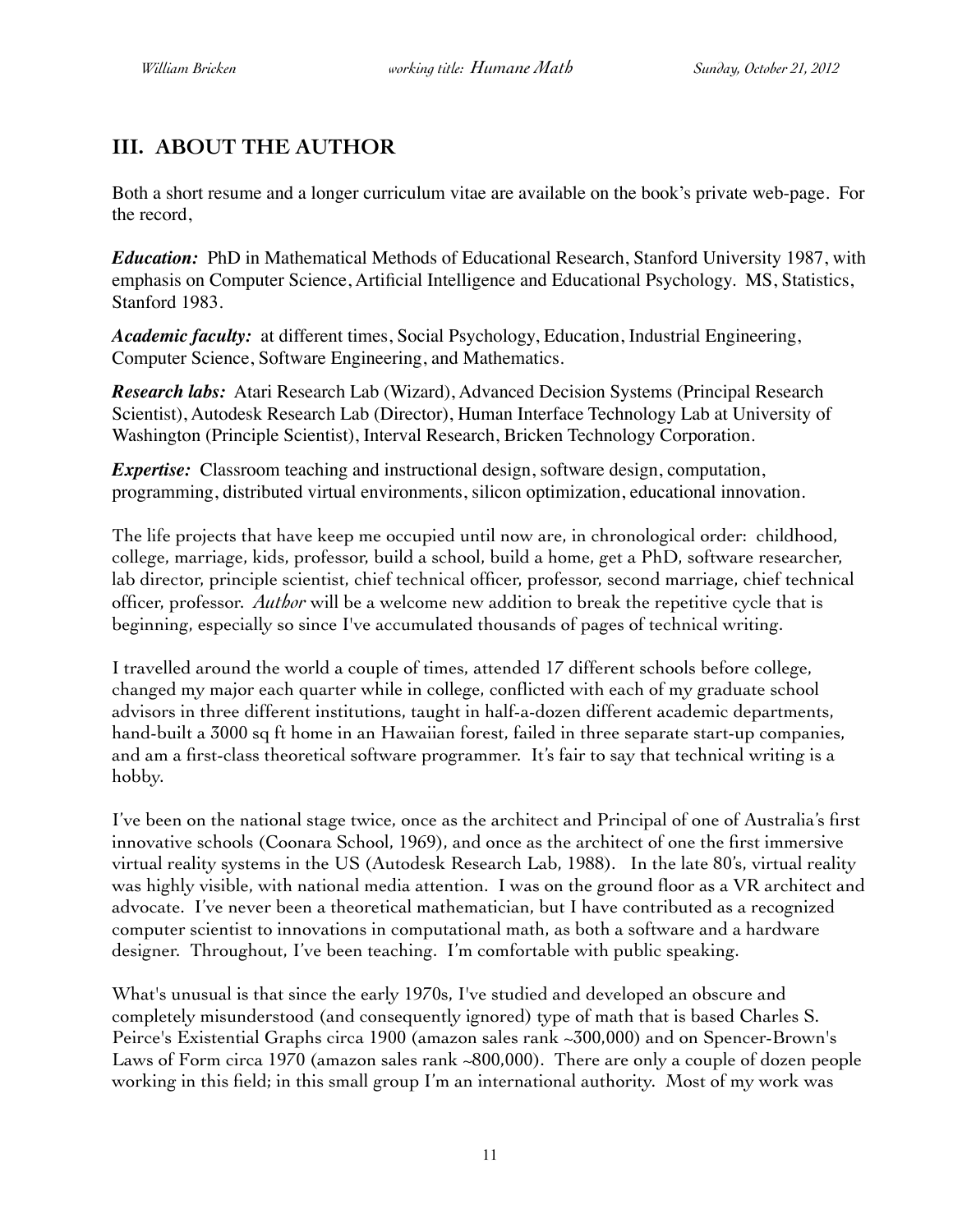## III. ABOUT THE AUTHOR

Both a short resume and a longer curriculum vitae are available on the book's private web-page. For the record,

***Education:*** PhD in Mathematical Methods of Educational Research, Stanford University 1987, with emphasis on Computer Science, Artificial Intelligence and Educational Psychology. MS, Statistics, Stanford 1983.

***Academic faculty:*** at different times, Social Psychology, Education, Industrial Engineering, Computer Science, Software Engineering, and Mathematics.

***Research labs:*** Atari Research Lab (Wizard), Advanced Decision Systems (Principal Research Scientist), Autodesk Research Lab (Director), Human Interface Technology Lab at University of Washington (Principle Scientist), Interval Research, Bricken Technology Corporation.

***Expertise:*** Classroom teaching and instructional design, software design, computation, programming, distributed virtual environments, silicon optimization, educational innovation.

The life projects that have keep me occupied until now are, in chronological order: childhood, college, marriage, kids, professor, build a school, build a home, get a PhD, software researcher, lab director, principle scientist, chief technical officer, professor, second marriage, chief technical officer, professor. *Author* will be a welcome new addition to break the repetitive cycle that is beginning, especially so since I've accumulated thousands of pages of technical writing.

I travelled around the world a couple of times, attended 17 different schools before college, changed my major each quarter while in college, conflicted with each of my graduate school advisors in three different institutions, taught in half-a-dozen different academic departments, hand-built a 3000 sq ft home in an Hawaiian forest, failed in three separate start-up companies, and am a first-class theoretical software programmer. It's fair to say that technical writing is a hobby.

I've been on the national stage twice, once as the architect and Principal of one of Australia's first innovative schools (Coonara School, 1969), and once as the architect of one the first immersive virtual reality systems in the US (Autodesk Research Lab, 1988). In the late 80's, virtual reality was highly visible, with national media attention. I was on the ground floor as a VR architect and advocate. I've never been a theoretical mathematician, but I have contributed as a recognized computer scientist to innovations in computational math, as both a software and a hardware designer. Throughout, I've been teaching. I'm comfortable with public speaking.

What's unusual is that since the early 1970s, I've studied and developed an obscure and completely misunderstood (and consequently ignored) type of math that is based Charles S. Peirce's Existential Graphs circa 1900 (amazon sales rank ~300,000) and on Spencer-Brown's Laws of Form circa 1970 (amazon sales rank ~800,000). There are only a couple of dozen people working in this field; in this small group I'm an international authority. Most of my work was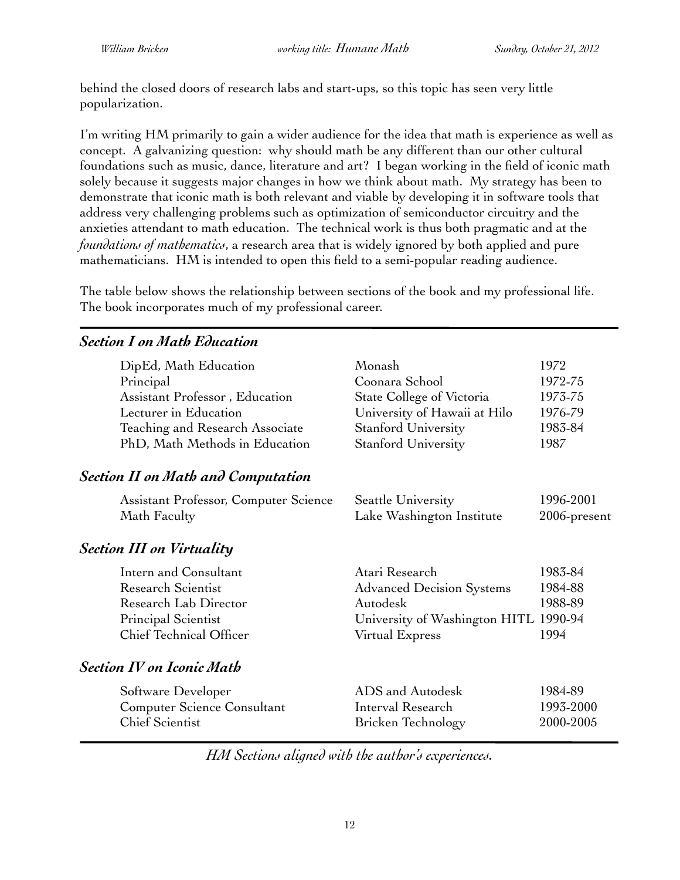behind the closed doors of research labs and start-ups, so this topic has seen very little popularization.

I'm writing HM primarily to gain a wider audience for the idea that math is experience as well as concept. A galvanizing question: why should math be any different than our other cultural foundations such as music, dance, literature and art? I began working in the field of iconic math solely because it suggests major changes in how we think about math. My strategy has been to demonstrate that iconic math is both relevant and viable by developing it in software tools that address very challenging problems such as optimization of semiconductor circuitry and the anxieties attendant to math education. The technical work is thus both pragmatic and at the *foundations of mathematics*, a research area that is widely ignored by both applied and pure mathematicians. HM is intended to open this field to a semi-popular reading audience.

The table below shows the relationship between sections of the book and my professional life. The book incorporates much of my professional career.

| | | |
|---|---|---|
| ***Section I on Math Education*** | | |
| DipEd, Math Education | Monash | 1972 |
| Principal | Coonara School | 1972-75 |
| Assistant Professor , Education | State College of Victoria | 1973-75 |
| Lecturer in Education | University of Hawaii at Hilo | 1976-79 |
| Teaching and Research Associate | Stanford University | 1983-84 |
| PhD, Math Methods in Education | Stanford University | 1987 |
| ***Section II on Math and Computation*** | | |
| Assistant Professor, Computer Science | Seattle University | 1996-2001 |
| Math Faculty | Lake Washington Institute | 2006-present |
| ***Section III on Virtuality*** | | |
| Intern and Consultant | Atari Research | 1983-84 |
| Research Scientist | Advanced Decision Systems | 1984-88 |
| Research Lab Director | Autodesk | 1988-89 |
| Principal Scientist | University of Washington HITL | 1990-94 |
| Chief Technical Officer | Virtual Express | 1994 |
| ***Section IV on Iconic Math*** | | |
| Software Developer | ADS and Autodesk | 1984-89 |
| Computer Science Consultant | Interval Research | 1993-2000 |
| Chief Scientist | Bricken Technology | 2000-2005 |

*HM Sections aligned with the author's experiences.*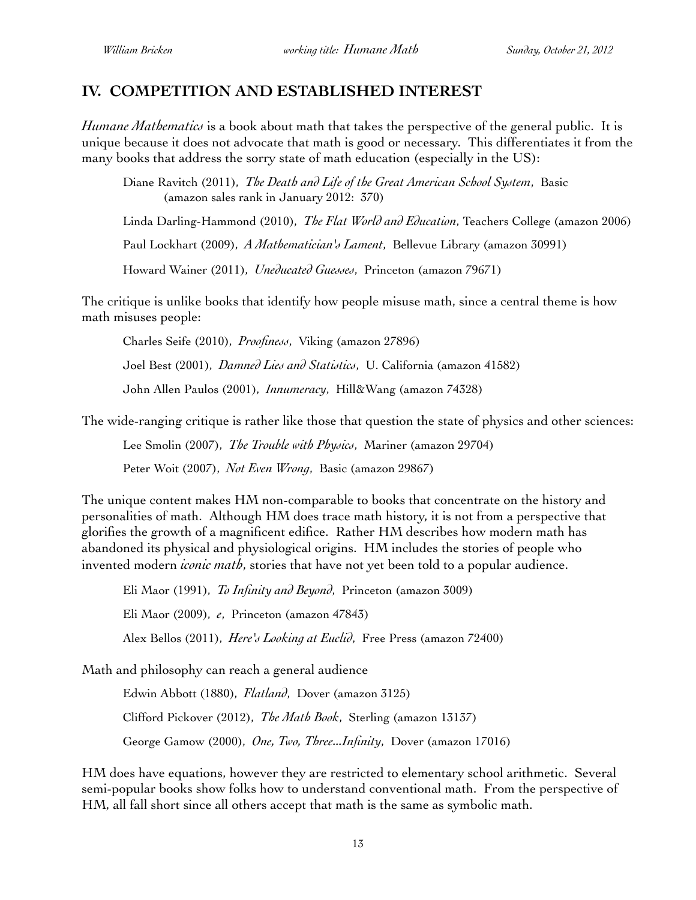## IV. COMPETITION AND ESTABLISHED INTEREST

*Humane Mathematics* is a book about math that takes the perspective of the general public. It is unique because it does not advocate that math is good or necessary. This differentiates it from the many books that address the sorry state of math education (especially in the US):

> Diane Ravitch (2011), *The Death and Life of the Great American School System*, Basic (amazon sales rank in January 2012: 370)
>
> Linda Darling-Hammond (2010), *The Flat World and Education*, Teachers College (amazon 2006)
>
> Paul Lockhart (2009), *A Mathematician's Lament*, Bellevue Library (amazon 30991)
>
> Howard Wainer (2011), *Uneducated Guesses*, Princeton (amazon 79671)

The critique is unlike books that identify how people misuse math, since a central theme is how math misuses people:

> Charles Seife (2010), *Proofiness*, Viking (amazon 27896)
>
> Joel Best (2001), *Damned Lies and Statistics*, U. California (amazon 41582)
>
> John Allen Paulos (2001), *Innumeracy*, Hill&Wang (amazon 74328)

The wide-ranging critique is rather like those that question the state of physics and other sciences:

> Lee Smolin (2007), *The Trouble with Physics*, Mariner (amazon 29704)
>
> Peter Woit (2007), *Not Even Wrong*, Basic (amazon 29867)

The unique content makes HM non-comparable to books that concentrate on the history and personalities of math. Although HM does trace math history, it is not from a perspective that glorifies the growth of a magnificent edifice. Rather HM describes how modern math has abandoned its physical and physiological origins. HM includes the stories of people who invented modern *iconic math*, stories that have not yet been told to a popular audience.

> Eli Maor (1991), *To Infinity and Beyond*, Princeton (amazon 3009)
>
> Eli Maor (2009), *e*, Princeton (amazon 47843)
>
> Alex Bellos (2011), *Here's Looking at Euclid*, Free Press (amazon 72400)

Math and philosophy can reach a general audience

> Edwin Abbott (1880), *Flatland*, Dover (amazon 3125)
>
> Clifford Pickover (2012), *The Math Book*, Sterling (amazon 13137)
>
> George Gamow (2000), *One, Two, Three...Infinity*, Dover (amazon 17016)

HM does have equations, however they are restricted to elementary school arithmetic. Several semi-popular books show folks how to understand conventional math. From the perspective of HM, all fall short since all others accept that math is the same as symbolic math.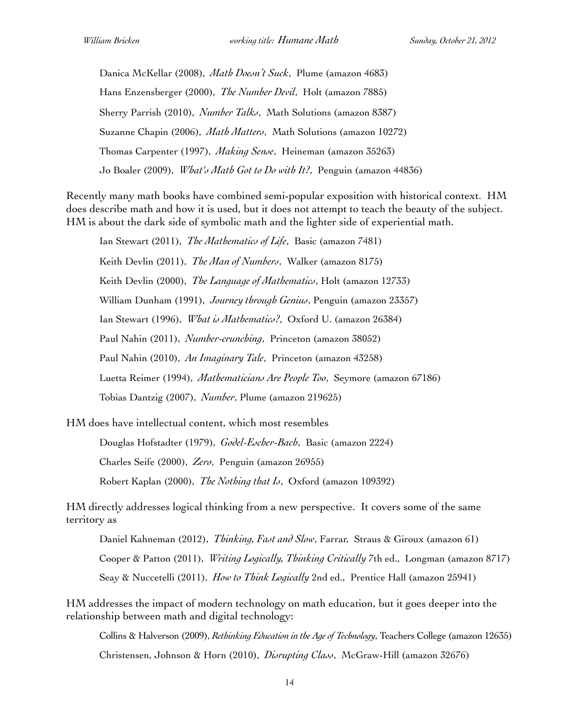Danica McKellar (2008), *Math Doesn't Suck*, Plume (amazon 4683)

Hans Enzensberger (2000), *The Number Devil*, Holt (amazon 7885)

Sherry Parrish (2010), *Number Talks*, Math Solutions (amazon 8387)

Suzanne Chapin (2006), *Math Matters*, Math Solutions (amazon 10272)

Thomas Carpenter (1997), *Making Sense*, Heineman (amazon 35263)

Jo Boaler (2009), *What's Math Got to Do with It?*, Penguin (amazon 44836)

Recently many math books have combined semi-popular exposition with historical context. HM does describe math and how it is used, but it does not attempt to teach the beauty of the subject. HM is about the dark side of symbolic math and the lighter side of experiential math.

Ian Stewart (2011), *The Mathematics of Life*, Basic (amazon 7481)

Keith Devlin (2011), *The Man of Numbers*, Walker (amazon 8175)

Keith Devlin (2000), *The Language of Mathematics*, Holt (amazon 12733)

William Dunham (1991), *Journey through Genius*, Penguin (amazon 23357)

Ian Stewart (1996), *What is Mathematics?*, Oxford U. (amazon 26384)

Paul Nahin (2011), *Number-crunching*, Princeton (amazon 38052)

Paul Nahin (2010), *An Imaginary Tale*, Princeton (amazon 43258)

Luetta Reimer (1994), *Mathematicians Are People Too*, Seymore (amazon 67186)

Tobias Dantzig (2007), *Number*, Plume (amazon 219625)

HM does have intellectual content, which most resembles

Douglas Hofstadter (1979), *Godel-Escher-Bach*, Basic (amazon 2224)

Charles Seife (2000), *Zero*, Penguin (amazon 26955)

Robert Kaplan (2000), *The Nothing that Is*, Oxford (amazon 109392)

HM directly addresses logical thinking from a new perspective. It covers some of the same territory as

Daniel Kahneman (2012), *Thinking, Fast and Slow*, Farrar, Straus & Giroux (amazon 61)

Cooper & Patton (2011), *Writing Logically, Thinking Critically* 7th ed., Longman (amazon 8717)

Seay & Nuccetelli (2011), *How to Think Logically* 2nd ed., Prentice Hall (amazon 25941)

HM addresses the impact of modern technology on math education, but it goes deeper into the relationship between math and digital technology:

Collins & Halverson (2009), *Rethinking Education in the Age of Technology*, Teachers College (amazon 12635)

Christensen, Johnson & Horn (2010), *Disrupting Class*, McGraw-Hill (amazon 32676)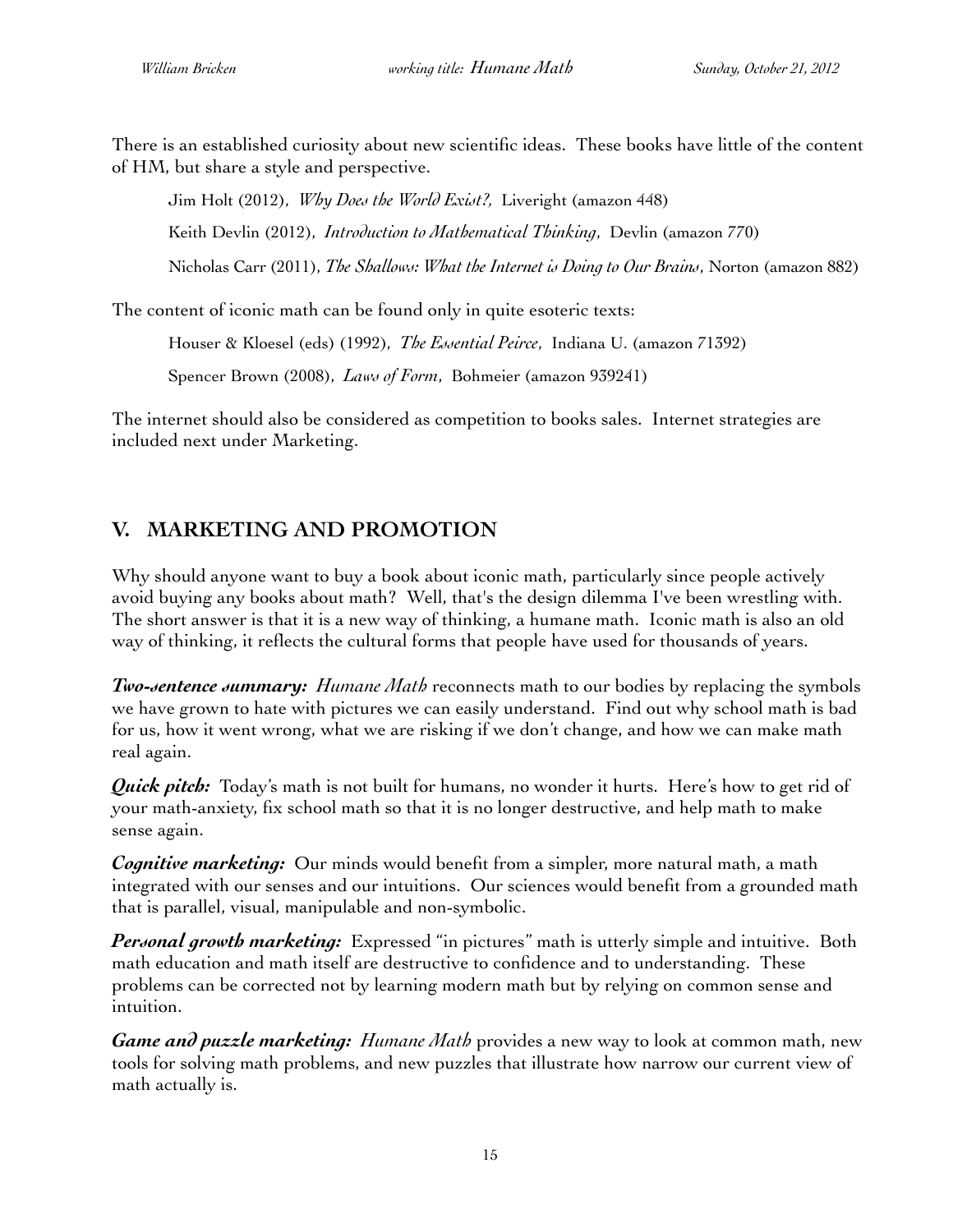There is an established curiosity about new scientific ideas. These books have little of the content of HM, but share a style and perspective.

Jim Holt (2012), *Why Does the World Exist?,* Liveright (amazon 448)

Keith Devlin (2012), *Introduction to Mathematical Thinking*, Devlin (amazon 770)

Nicholas Carr (2011), *The Shallows: What the Internet is Doing to Our Brains*, Norton (amazon 882)

The content of iconic math can be found only in quite esoteric texts:

Houser & Kloesel (eds) (1992), *The Essential Peirce*, Indiana U. (amazon 71392)

Spencer Brown (2008), *Laws of Form*, Bohmeier (amazon 939241)

The internet should also be considered as competition to books sales. Internet strategies are included next under Marketing.

## V. MARKETING AND PROMOTION

Why should anyone want to buy a book about iconic math, particularly since people actively avoid buying any books about math? Well, that's the design dilemma I've been wrestling with. The short answer is that it is a new way of thinking, a humane math. Iconic math is also an old way of thinking, it reflects the cultural forms that people have used for thousands of years.

***Two-sentence summary:*** *Humane Math* reconnects math to our bodies by replacing the symbols we have grown to hate with pictures we can easily understand. Find out why school math is bad for us, how it went wrong, what we are risking if we don't change, and how we can make math real again.

***Quick pitch:*** Today's math is not built for humans, no wonder it hurts. Here's how to get rid of your math-anxiety, fix school math so that it is no longer destructive, and help math to make sense again.

***Cognitive marketing:*** Our minds would benefit from a simpler, more natural math, a math integrated with our senses and our intuitions. Our sciences would benefit from a grounded math that is parallel, visual, manipulable and non-symbolic.

***Personal growth marketing:*** Expressed "in pictures" math is utterly simple and intuitive. Both math education and math itself are destructive to confidence and to understanding. These problems can be corrected not by learning modern math but by relying on common sense and intuition.

***Game and puzzle marketing:*** *Humane Math* provides a new way to look at common math, new tools for solving math problems, and new puzzles that illustrate how narrow our current view of math actually is.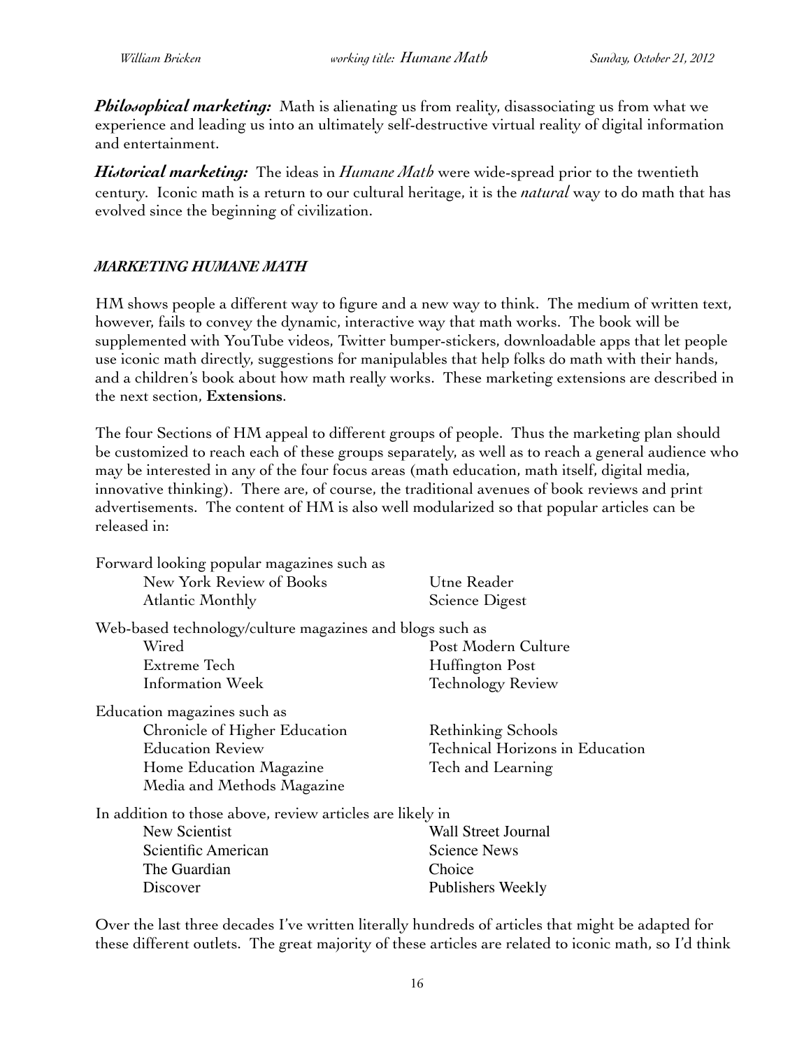***Philosophical marketing:*** Math is alienating us from reality, disassociating us from what we experience and leading us into an ultimately self-destructive virtual reality of digital information and entertainment.

***Historical marketing:*** The ideas in *Humane Math* were wide-spread prior to the twentieth century. Iconic math is a return to our cultural heritage, it is the *natural* way to do math that has evolved since the beginning of civilization.

### *MARKETING HUMANE MATH*

HM shows people a different way to figure and a new way to think. The medium of written text, however, fails to convey the dynamic, interactive way that math works. The book will be supplemented with YouTube videos, Twitter bumper-stickers, downloadable apps that let people use iconic math directly, suggestions for manipulables that help folks do math with their hands, and a children's book about how math really works. These marketing extensions are described in the next section, **Extensions**.

The four Sections of HM appeal to different groups of people. Thus the marketing plan should be customized to reach each of these groups separately, as well as to reach a general audience who may be interested in any of the four focus areas (math education, math itself, digital media, innovative thinking). There are, of course, the traditional avenues of book reviews and print advertisements. The content of HM is also well modularized so that popular articles can be released in:

Forward looking popular magazines such as

- New York Review of Books
- Atlantic Monthly
- Utne Reader
- Science Digest

Web-based technology/culture magazines and blogs such as

- Wired
- Extreme Tech
- Information Week
- Post Modern Culture
- Huffington Post
- Technology Review

Education magazines such as

- Chronicle of Higher Education
- Education Review
- Home Education Magazine
- Media and Methods Magazine
- Rethinking Schools
- Technical Horizons in Education
- Tech and Learning

In addition to those above, review articles are likely in

- New Scientist
- Scientific American
- The Guardian
- Discover
- Wall Street Journal
- Science News
- Choice
- Publishers Weekly

Over the last three decades I've written literally hundreds of articles that might be adapted for these different outlets. The great majority of these articles are related to iconic math, so I'd think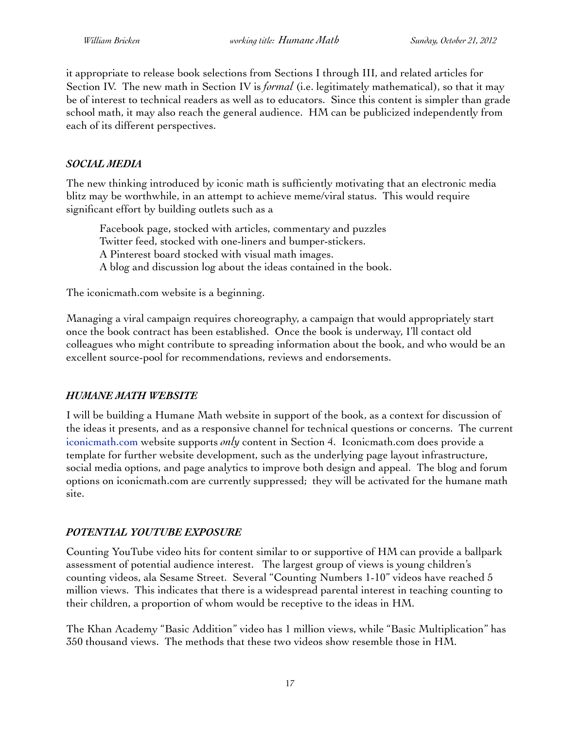it appropriate to release book selections from Sections I through III, and related articles for Section IV. The new math in Section IV is *formal* (i.e. legitimately mathematical), so that it may be of interest to technical readers as well as to educators. Since this content is simpler than grade school math, it may also reach the general audience. HM can be publicized independently from each of its different perspectives.

### *SOCIAL MEDIA*

The new thinking introduced by iconic math is sufficiently motivating that an electronic media blitz may be worthwhile, in an attempt to achieve meme/viral status. This would require significant effort by building outlets such as a

> Facebook page, stocked with articles, commentary and puzzles
> Twitter feed, stocked with one-liners and bumper-stickers.
> A Pinterest board stocked with visual math images.
> A blog and discussion log about the ideas contained in the book.

The iconicmath.com website is a beginning.

Managing a viral campaign requires choreography, a campaign that would appropriately start once the book contract has been established. Once the book is underway, I'll contact old colleagues who might contribute to spreading information about the book, and who would be an excellent source-pool for recommendations, reviews and endorsements.

### *HUMANE MATH WEBSITE*

I will be building a Humane Math website in support of the book, as a context for discussion of the ideas it presents, and as a responsive channel for technical questions or concerns. The current iconicmath.com website supports *only* content in Section 4. Iconicmath.com does provide a template for further website development, such as the underlying page layout infrastructure, social media options, and page analytics to improve both design and appeal. The blog and forum options on iconicmath.com are currently suppressed; they will be activated for the humane math site.

### *POTENTIAL YOUTUBE EXPOSURE*

Counting YouTube video hits for content similar to or supportive of HM can provide a ballpark assessment of potential audience interest. The largest group of views is young children's counting videos, ala Sesame Street. Several "Counting Numbers 1-10" videos have reached 5 million views. This indicates that there is a widespread parental interest in teaching counting to their children, a proportion of whom would be receptive to the ideas in HM.

The Khan Academy "Basic Addition" video has 1 million views, while "Basic Multiplication" has 350 thousand views. The methods that these two videos show resemble those in HM.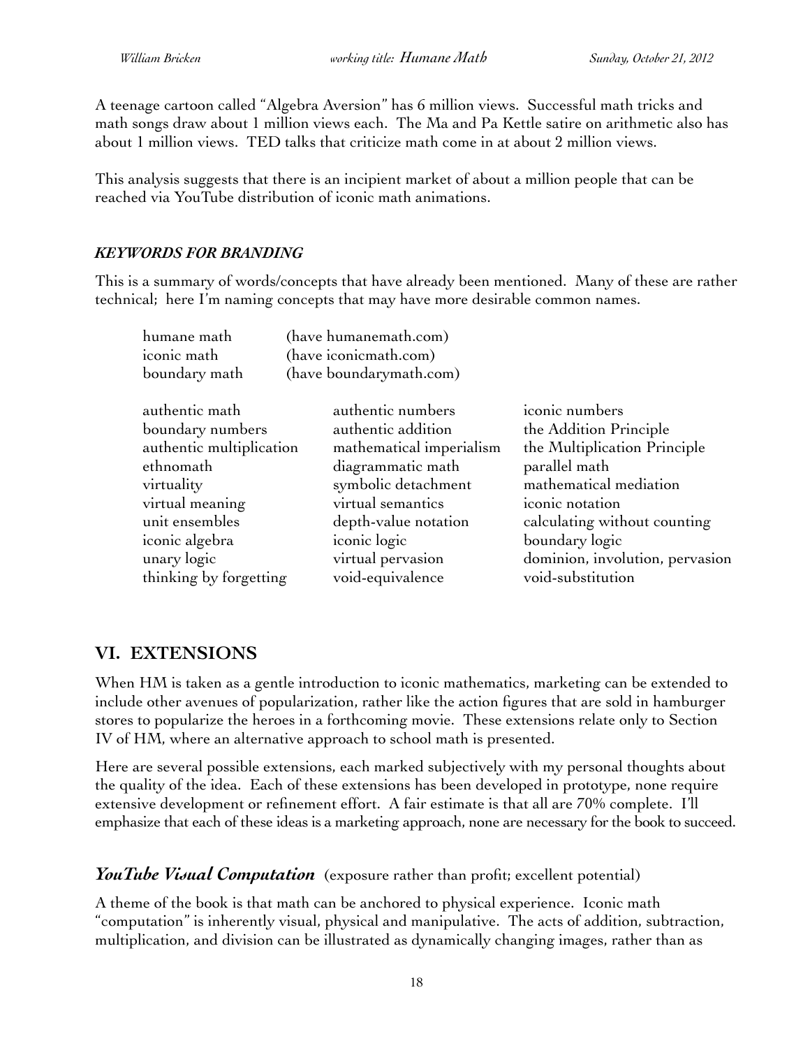A teenage cartoon called "Algebra Aversion" has 6 million views. Successful math tricks and math songs draw about 1 million views each. The Ma and Pa Kettle satire on arithmetic also has about 1 million views. TED talks that criticize math come in at about 2 million views.

This analysis suggests that there is an incipient market of about a million people that can be reached via YouTube distribution of iconic math animations.

### *KEYWORDS FOR BRANDING*

This is a summary of words/concepts that have already been mentioned. Many of these are rather technical; here I'm naming concepts that may have more desirable common names.

| | |
|---|---|
| humane math | (have humanemath.com) |
| iconic math | (have iconicmath.com) |
| boundary math | (have boundarymath.com) |

| | | |
|---|---|---|
| authentic math | authentic numbers | iconic numbers |
| boundary numbers | authentic addition | the Addition Principle |
| authentic multiplication | mathematical imperialism | the Multiplication Principle |
| ethnomath | diagrammatic math | parallel math |
| virtuality | symbolic detachment | mathematical mediation |
| virtual meaning | virtual semantics | iconic notation |
| unit ensembles | depth-value notation | calculating without counting |
| iconic algebra | iconic logic | boundary logic |
| unary logic | virtual pervasion | dominion, involution, pervasion |
| thinking by forgetting | void-equivalence | void-substitution |

## VI. EXTENSIONS

When HM is taken as a gentle introduction to iconic mathematics, marketing can be extended to include other avenues of popularization, rather like the action figures that are sold in hamburger stores to popularize the heroes in a forthcoming movie. These extensions relate only to Section IV of HM, where an alternative approach to school math is presented.

Here are several possible extensions, each marked subjectively with my personal thoughts about the quality of the idea. Each of these extensions has been developed in prototype, none require extensive development or refinement effort. A fair estimate is that all are 70% complete. I'll emphasize that each of these ideas is a marketing approach, none are necessary for the book to succeed.

### *YouTube Visual Computation* (exposure rather than profit; excellent potential)

A theme of the book is that math can be anchored to physical experience. Iconic math "computation" is inherently visual, physical and manipulative. The acts of addition, subtraction, multiplication, and division can be illustrated as dynamically changing images, rather than as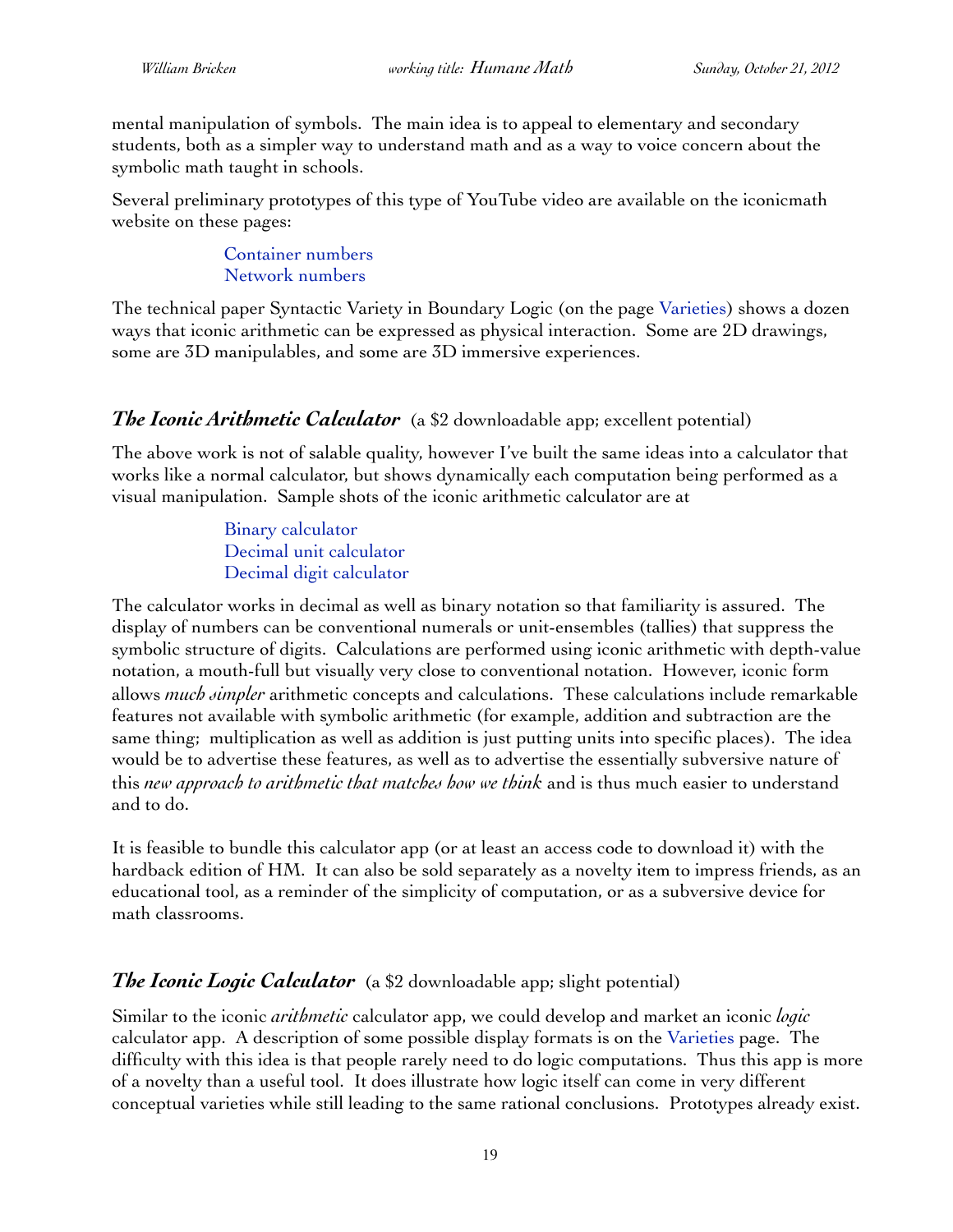mental manipulation of symbols. The main idea is to appeal to elementary and secondary students, both as a simpler way to understand math and as a way to voice concern about the symbolic math taught in schools.

Several preliminary prototypes of this type of YouTube video are available on the iconicmath website on these pages:

Container numbers  
Network numbers

The technical paper Syntactic Variety in Boundary Logic (on the page Varieties) shows a dozen ways that iconic arithmetic can be expressed as physical interaction. Some are 2D drawings, some are 3D manipulables, and some are 3D immersive experiences.

### ***The Iconic Arithmetic Calculator*** (a $2 downloadable app; excellent potential)

The above work is not of salable quality, however I've built the same ideas into a calculator that works like a normal calculator, but shows dynamically each computation being performed as a visual manipulation. Sample shots of the iconic arithmetic calculator are at

Binary calculator  
Decimal unit calculator  
Decimal digit calculator

The calculator works in decimal as well as binary notation so that familiarity is assured. The display of numbers can be conventional numerals or unit-ensembles (tallies) that suppress the symbolic structure of digits. Calculations are performed using iconic arithmetic with depth-value notation, a mouth-full but visually very close to conventional notation. However, iconic form allows *much simpler* arithmetic concepts and calculations. These calculations include remarkable features not available with symbolic arithmetic (for example, addition and subtraction are the same thing; multiplication as well as addition is just putting units into specific places). The idea would be to advertise these features, as well as to advertise the essentially subversive nature of this *new approach to arithmetic that matches how we think* and is thus much easier to understand and to do.

It is feasible to bundle this calculator app (or at least an access code to download it) with the hardback edition of HM. It can also be sold separately as a novelty item to impress friends, as an educational tool, as a reminder of the simplicity of computation, or as a subversive device for math classrooms.

### ***The Iconic Logic Calculator*** (a $2 downloadable app; slight potential)

Similar to the iconic *arithmetic* calculator app, we could develop and market an iconic *logic* calculator app. A description of some possible display formats is on the Varieties page. The difficulty with this idea is that people rarely need to do logic computations. Thus this app is more of a novelty than a useful tool. It does illustrate how logic itself can come in very different conceptual varieties while still leading to the same rational conclusions. Prototypes already exist.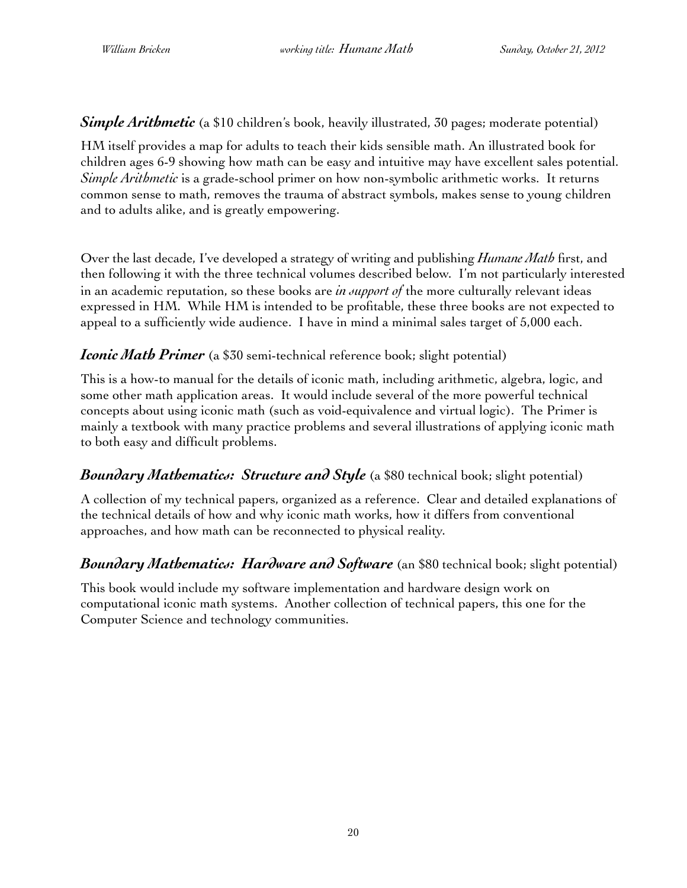***Simple Arithmetic*** (a $10 children's book, heavily illustrated, 30 pages; moderate potential)

HM itself provides a map for adults to teach their kids sensible math. An illustrated book for children ages 6-9 showing how math can be easy and intuitive may have excellent sales potential. *Simple Arithmetic* is a grade-school primer on how non-symbolic arithmetic works. It returns common sense to math, removes the trauma of abstract symbols, makes sense to young children and to adults alike, and is greatly empowering.

Over the last decade, I've developed a strategy of writing and publishing *Humane Math* first, and then following it with the three technical volumes described below. I'm not particularly interested in an academic reputation, so these books are *in support of* the more culturally relevant ideas expressed in HM. While HM is intended to be profitable, these three books are not expected to appeal to a sufficiently wide audience. I have in mind a minimal sales target of 5,000 each.

***Iconic Math Primer*** (a $30 semi-technical reference book; slight potential)

This is a how-to manual for the details of iconic math, including arithmetic, algebra, logic, and some other math application areas. It would include several of the more powerful technical concepts about using iconic math (such as void-equivalence and virtual logic). The Primer is mainly a textbook with many practice problems and several illustrations of applying iconic math to both easy and difficult problems.

***Boundary Mathematics: Structure and Style*** (a $80 technical book; slight potential)

A collection of my technical papers, organized as a reference. Clear and detailed explanations of the technical details of how and why iconic math works, how it differs from conventional approaches, and how math can be reconnected to physical reality.

***Boundary Mathematics: Hardware and Software*** (an $80 technical book; slight potential)

This book would include my software implementation and hardware design work on computational iconic math systems. Another collection of technical papers, this one for the Computer Science and technology communities.